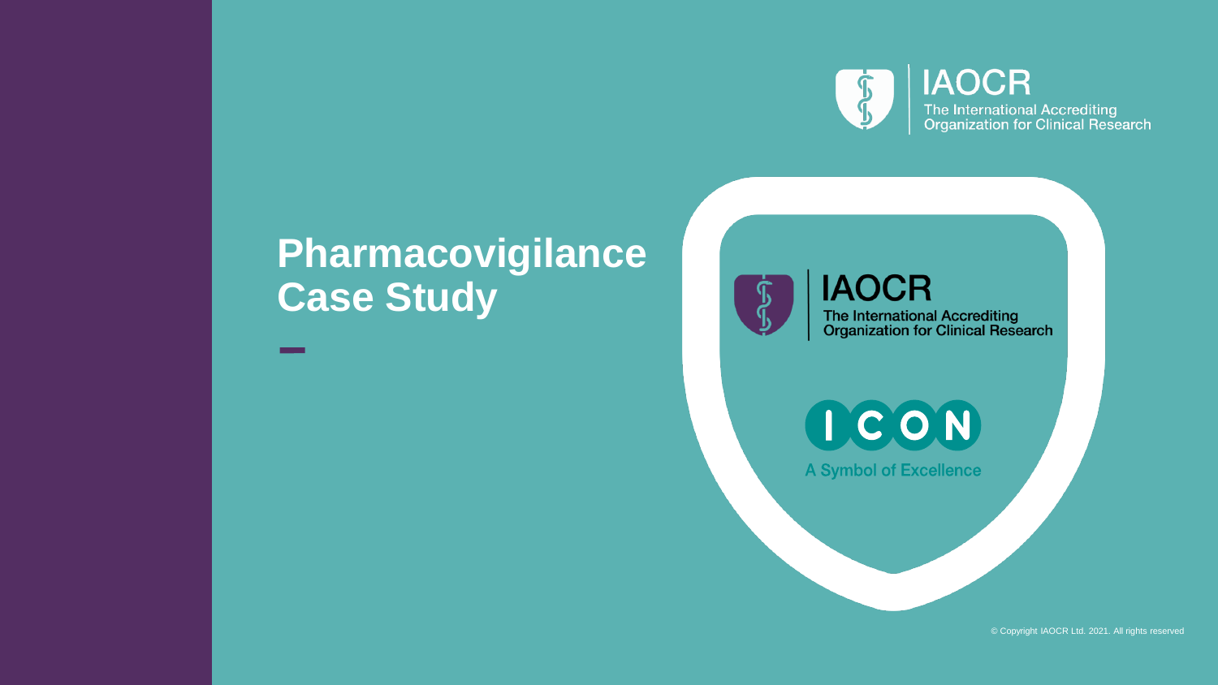IAOCR
The International Accrediting Organization for Clinical Research

# Pharmacovigilance Case Study

IAOCR
The International Accrediting Organization for Clinical Research

ICON

A Symbol of Excellence

© Copyright IAOCR Ltd. 2021. All rights reserved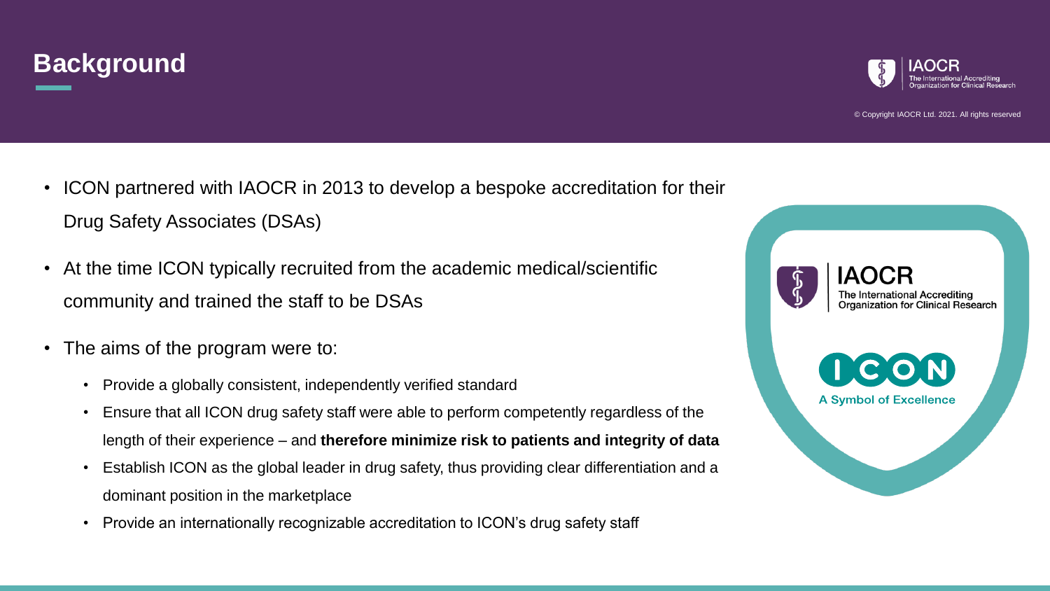# Background

- ICON partnered with IAOCR in 2013 to develop a bespoke accreditation for their Drug Safety Associates (DSAs)
- At the time ICON typically recruited from the academic medical/scientific community and trained the staff to be DSAs
- The aims of the program were to:
  - Provide a globally consistent, independently verified standard
  - Ensure that all ICON drug safety staff were able to perform competently regardless of the length of their experience – and **therefore minimize risk to patients and integrity of data**
  - Establish ICON as the global leader in drug safety, thus providing clear differentiation and a dominant position in the marketplace
  - Provide an internationally recognizable accreditation to ICON's drug safety staff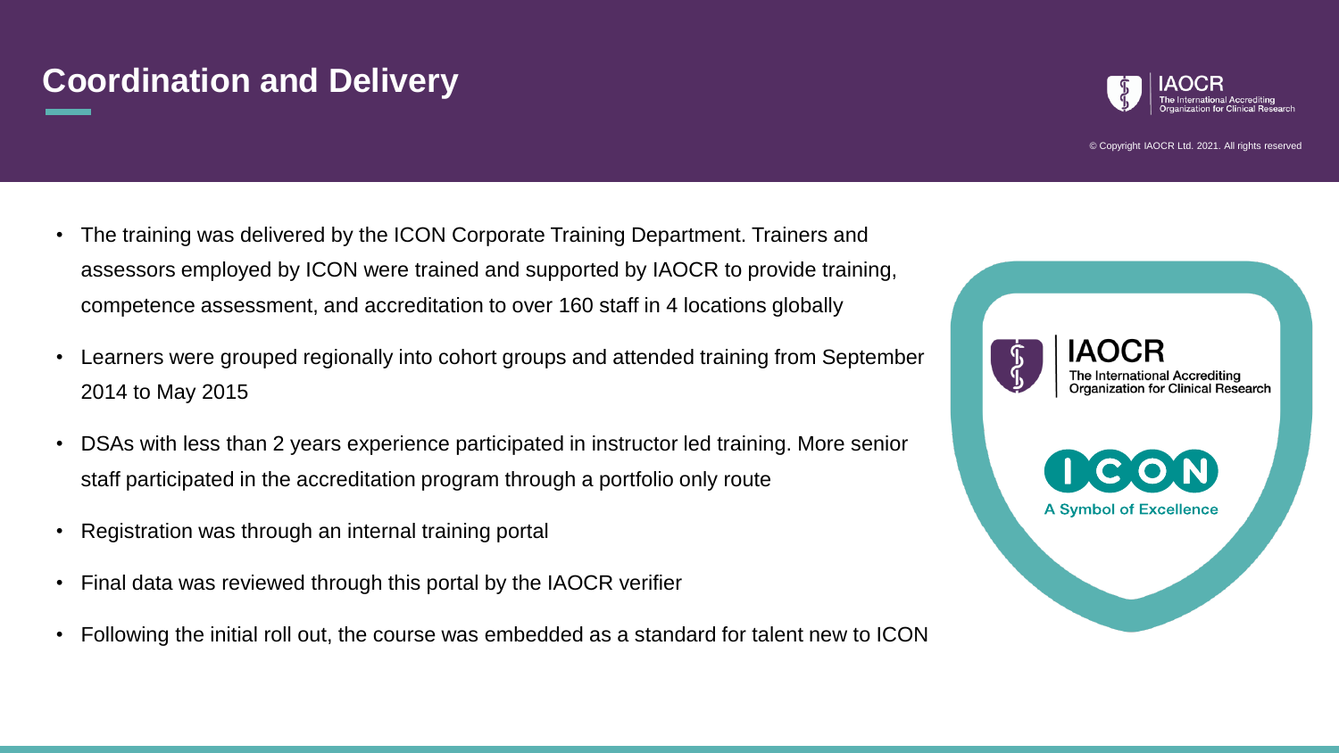# Coordination and Delivery

- The training was delivered by the ICON Corporate Training Department. Trainers and assessors employed by ICON were trained and supported by IAOCR to provide training, competence assessment, and accreditation to over 160 staff in 4 locations globally
- Learners were grouped regionally into cohort groups and attended training from September 2014 to May 2015
- DSAs with less than 2 years experience participated in instructor led training. More senior staff participated in the accreditation program through a portfolio only route
- Registration was through an internal training portal
- Final data was reviewed through this portal by the IAOCR verifier
- Following the initial roll out, the course was embedded as a standard for talent new to ICON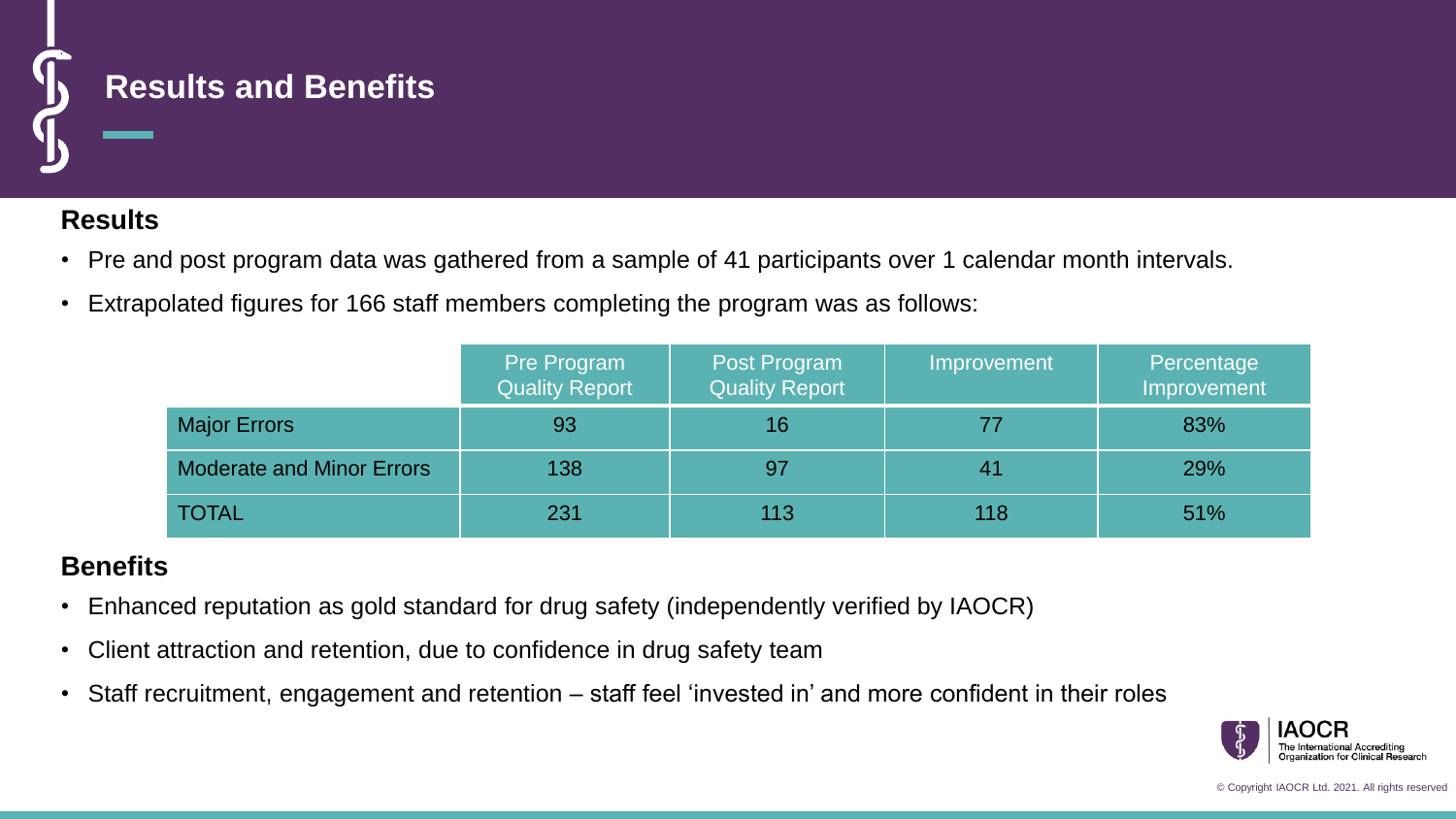# Results and Benefits

## Results

- Pre and post program data was gathered from a sample of 41 participants over 1 calendar month intervals.
- Extrapolated figures for 166 staff members completing the program was as follows:

| | Pre Program Quality Report | Post Program Quality Report | Improvement | Percentage Improvement |
|---|---|---|---|---|
| Major Errors | 93 | 16 | 77 | 83% |
| Moderate and Minor Errors | 138 | 97 | 41 | 29% |
| TOTAL | 231 | 113 | 118 | 51% |

## Benefits

- Enhanced reputation as gold standard for drug safety (independently verified by IAOCR)
- Client attraction and retention, due to confidence in drug safety team
- Staff recruitment, engagement and retention – staff feel 'invested in' and more confident in their roles